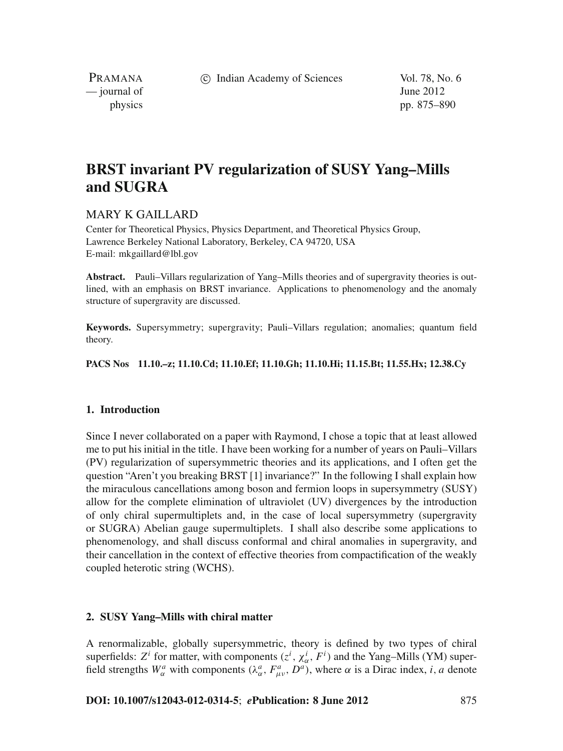# BRST invariant PV regularization of SUSY Yang–Mills and SUGRA

MARY K GAILLARD

Center for Theoretical Physics, Physics Department, and Theoretical Physics Group,
Lawrence Berkeley National Laboratory, Berkeley, CA 94720, USA
E-mail: mkgaillard@lbl.gov

**Abstract.** Pauli–Villars regularization of Yang–Mills theories and of supergravity theories is outlined, with an emphasis on BRST invariance. Applications to phenomenology and the anomaly structure of supergravity are discussed.

**Keywords.** Supersymmetry; supergravity; Pauli–Villars regulation; anomalies; quantum field theory.

**PACS Nos** 11.10.–z; 11.10.Cd; 11.10.Ef; 11.10.Gh; 11.10.Hi; 11.15.Bt; 11.55.Hx; 12.38.Cy

## 1. Introduction

Since I never collaborated on a paper with Raymond, I chose a topic that at least allowed me to put his initial in the title. I have been working for a number of years on Pauli–Villars (PV) regularization of supersymmetric theories and its applications, and I often get the question "Aren't you breaking BRST [1] invariance?" In the following I shall explain how the miraculous cancellations among boson and fermion loops in supersymmetry (SUSY) allow for the complete elimination of ultraviolet (UV) divergences by the introduction of only chiral supermultiplets and, in the case of local supersymmetry (supergravity or SUGRA) Abelian gauge supermultiplets. I shall also describe some applications to phenomenology, and shall discuss conformal and chiral anomalies in supergravity, and their cancellation in the context of effective theories from compactification of the weakly coupled heterotic string (WCHS).

## 2. SUSY Yang–Mills with chiral matter

A renormalizable, globally supersymmetric, theory is defined by two types of chiral superfields: $Z^i$ for matter, with components $(z^i, \chi^i_\alpha, F^i)$ and the Yang–Mills (YM) superfield strengths $W^a_\alpha$ with components $(\lambda^a_\alpha, F^a_{\mu\nu}, D^a)$, where $\alpha$ is a Dirac index, $i, a$ denote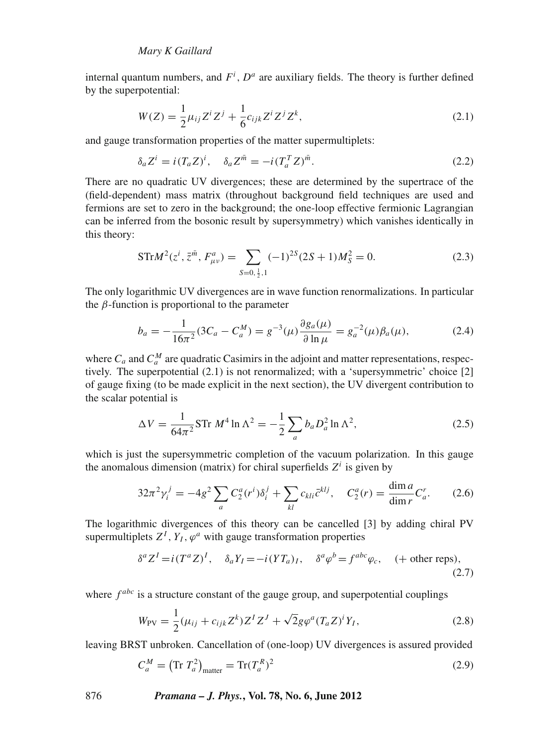internal quantum numbers, and $F^i$, $D^a$ are auxiliary fields. The theory is further defined by the superpotential:

$$W(Z) = \frac{1}{2}\mu_{ij} Z^i Z^j + \frac{1}{6}c_{ijk} Z^i Z^j Z^k, \tag{2.1}$$

and gauge transformation properties of the matter supermultiplets:

$$\delta_a Z^i = i(T_a Z)^i, \quad \delta_a Z^{\bar{m}} = -i(T_a^T Z)^{\bar{m}}. \tag{2.2}$$

There are no quadratic UV divergences; these are determined by the supertrace of the (field-dependent) mass matrix (throughout background field techniques are used and fermions are set to zero in the background; the one-loop effective fermionic Lagrangian can be inferred from the bosonic result by supersymmetry) which vanishes identically in this theory:

$$\mathrm{STr}M^2(z^i, \bar{z}^{\bar{m}}, F^a_{\mu\nu}) = \sum_{S=0,\frac{1}{2},1} (-1)^{2S}(2S+1)M_S^2 = 0. \tag{2.3}$$

The only logarithmic UV divergences are in wave function renormalizations. In particular the $\beta$-function is proportional to the parameter

$$b_a = -\frac{1}{16\pi^2}(3C_a - C_a^M) = g^{-3}(\mu)\frac{\partial g_a(\mu)}{\partial \ln \mu} = g_a^{-2}(\mu)\beta_a(\mu), \tag{2.4}$$

where $C_a$ and $C_a^M$ are quadratic Casimirs in the adjoint and matter representations, respectively. The superpotential (2.1) is not renormalized; with a 'supersymmetric' choice [2] of gauge fixing (to be made explicit in the next section), the UV divergent contribution to the scalar potential is

$$\Delta V = \frac{1}{64\pi^2}\mathrm{STr}\, M^4 \ln \Lambda^2 = -\frac{1}{2}\sum_a b_a D_a^2 \ln \Lambda^2, \tag{2.5}$$

which is just the supersymmetric completion of the vacuum polarization. In this gauge the anomalous dimension (matrix) for chiral superfields $Z^i$ is given by

$$32\pi^2 \gamma_i^j = -4g^2 \sum_a C_2^a(r^i)\delta_i^j + \sum_{kl} c_{kli}\bar{c}^{klj}, \quad C_2^a(r) = \frac{\dim a}{\dim r}C_a^r. \tag{2.6}$$

The logarithmic divergences of this theory can be cancelled [3] by adding chiral PV supermultiplets $Z^I$, $Y_I$, $\varphi^a$ with gauge transformation properties

$$\delta^a Z^I = i(T^a Z)^I, \quad \delta_a Y_I = -i(Y T_a)_I, \quad \delta^a \varphi^b = f^{abc}\varphi_c, \quad (+\text{ other reps}), \tag{2.7}$$

where $f^{abc}$ is a structure constant of the gauge group, and superpotential couplings

$$W_{\mathrm{PV}} = \frac{1}{2}(\mu_{ij} + c_{ijk}Z^k)Z^I Z^J + \sqrt{2}g\varphi^a(T_a Z)^i Y_I, \tag{2.8}$$

leaving BRST unbroken. Cancellation of (one-loop) UV divergences is assured provided

$$C_a^M = \left(\mathrm{Tr}\, T_a^2\right)_{\mathrm{matter}} = \mathrm{Tr}(T_a^R)^2 \tag{2.9}$$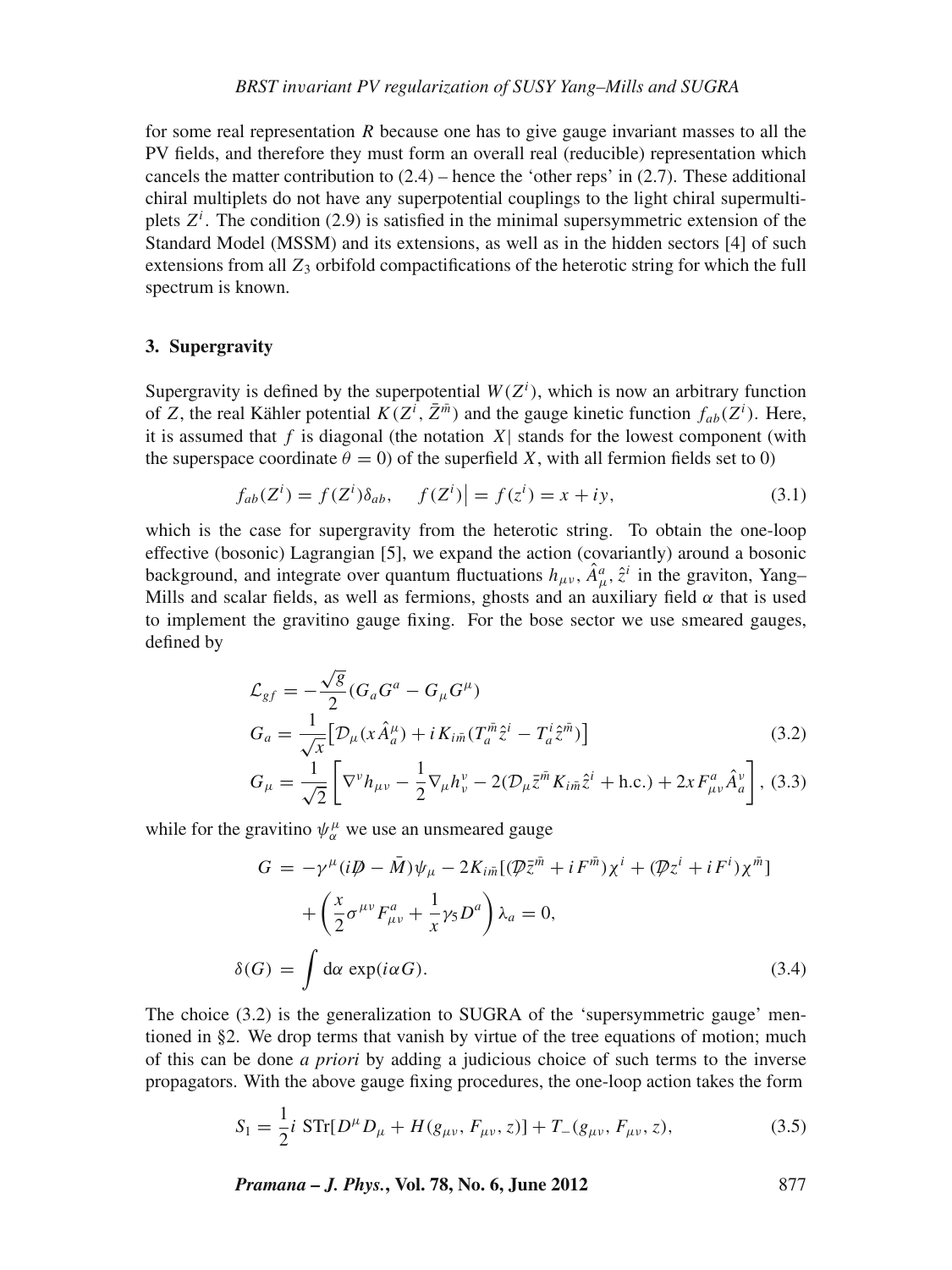for some real representation $R$ because one has to give gauge invariant masses to all the PV fields, and therefore they must form an overall real (reducible) representation which cancels the matter contribution to (2.4) – hence the 'other reps' in (2.7). These additional chiral multiplets do not have any superpotential couplings to the light chiral supermultiplets $Z^i$. The condition (2.9) is satisfied in the minimal supersymmetric extension of the Standard Model (MSSM) and its extensions, as well as in the hidden sectors [4] of such extensions from all $Z_3$ orbifold compactifications of the heterotic string for which the full spectrum is known.

## 3. Supergravity

Supergravity is defined by the superpotential $W(Z^i)$, which is now an arbitrary function of $Z$, the real Kähler potential $K(Z^i, \bar{Z}^{\bar{m}})$ and the gauge kinetic function $f_{ab}(Z^i)$. Here, it is assumed that $f$ is diagonal (the notation $X|$ stands for the lowest component (with the superspace coordinate $\theta = 0$) of the superfield $X$, with all fermion fields set to 0)

$$f_{ab}(Z^i) = f(Z^i)\delta_{ab}, \quad f(Z^i)\big| = f(z^i) = x + iy, \tag{3.1}$$

which is the case for supergravity from the heterotic string. To obtain the one-loop effective (bosonic) Lagrangian [5], we expand the action (covariantly) around a bosonic background, and integrate over quantum fluctuations $h_{\mu\nu}$, $\hat{A}^a_\mu$, $\hat{z}^i$ in the graviton, Yang–Mills and scalar fields, as well as fermions, ghosts and an auxiliary field $\alpha$ that is used to implement the gravitino gauge fixing. For the bose sector we use smeared gauges, defined by

$$\mathcal{L}_{gf} = -\frac{\sqrt{g}}{2}(G_a G^a - G_\mu G^\mu)$$

$$G_a = \frac{1}{\sqrt{x}}\left[\mathcal{D}_\mu(x\hat{A}^\mu_a) + iK_{i\bar{m}}(T^{\bar{m}}_a \hat{z}^i - T^i_a \hat{z}^{\bar{m}})\right] \tag{3.2}$$

$$G_\mu = \frac{1}{\sqrt{2}}\left[\nabla^\nu h_{\mu\nu} - \frac{1}{2}\nabla_\mu h^\nu_\nu - 2(\mathcal{D}_\mu \bar{z}^{\bar{m}} K_{i\bar{m}} \hat{z}^i + \text{h.c.}) + 2xF^a_{\mu\nu}\hat{A}^\nu_a\right], \tag{3.3}$$

while for the gravitino $\psi^\mu_\alpha$ we use an unsmeared gauge

$$G = -\gamma^\mu(i\not{D} - \bar{M})\psi_\mu - 2K_{i\bar{m}}[(\not{\mathcal{D}}\bar{z}^{\bar{m}} + iF^{\bar{m}})\chi^i + (\not{\mathcal{D}}z^i + iF^i)\chi^{\bar{m}}]$$
$$+ \left(\frac{x}{2}\sigma^{\mu\nu}F^a_{\mu\nu} + \frac{1}{x}\gamma_5 D^a\right)\lambda_a = 0,$$
$$\delta(G) = \int \mathrm{d}\alpha \, \exp(i\alpha G). \tag{3.4}$$

The choice (3.2) is the generalization to SUGRA of the 'supersymmetric gauge' mentioned in §2. We drop terms that vanish by virtue of the tree equations of motion; much of this can be done *a priori* by adding a judicious choice of such terms to the inverse propagators. With the above gauge fixing procedures, the one-loop action takes the form

$$S_1 = \frac{1}{2}i \, \mathrm{STr}[D^\mu D_\mu + H(g_{\mu\nu}, F_{\mu\nu}, z)] + T_-(g_{\mu\nu}, F_{\mu\nu}, z), \tag{3.5}$$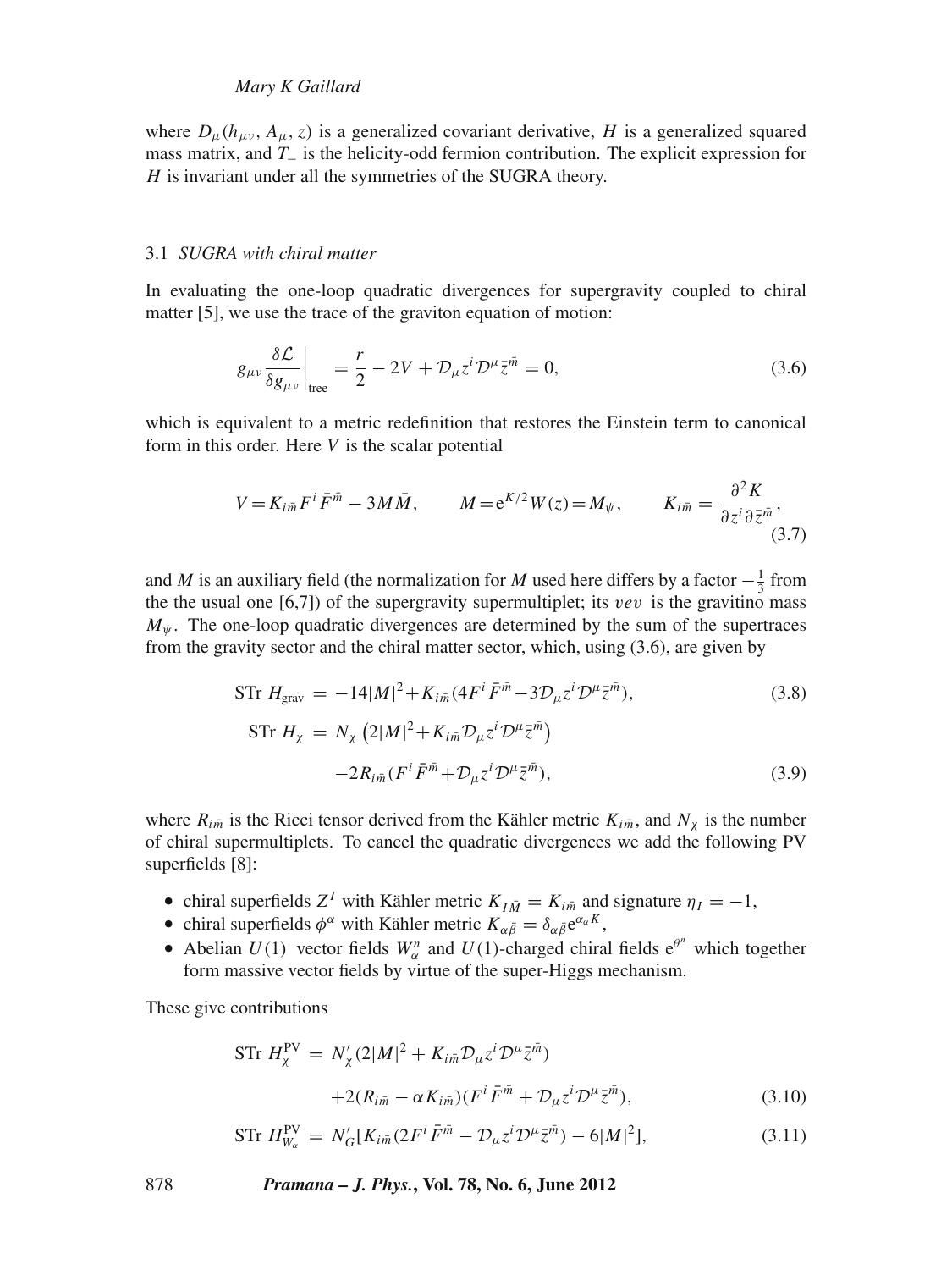where $D_\mu(h_{\mu\nu}, A_\mu, z)$ is a generalized covariant derivative, $H$ is a generalized squared mass matrix, and $T_-$ is the helicity-odd fermion contribution. The explicit expression for $H$ is invariant under all the symmetries of the SUGRA theory.

### 3.1 *SUGRA with chiral matter*

In evaluating the one-loop quadratic divergences for supergravity coupled to chiral matter [5], we use the trace of the graviton equation of motion:

$$g_{\mu\nu}\frac{\delta\mathcal{L}}{\delta g_{\mu\nu}}\bigg|_{\text{tree}} = \frac{r}{2} - 2V + \mathcal{D}_\mu z^i \mathcal{D}^\mu \bar{z}^{\bar{m}} = 0, \tag{3.6}$$

which is equivalent to a metric redefinition that restores the Einstein term to canonical form in this order. Here $V$ is the scalar potential

$$V = K_{i\bar{m}} F^i \bar{F}^{\bar{m}} - 3M\bar{M}, \qquad M = \mathrm{e}^{K/2} W(z) = M_\psi, \qquad K_{i\bar{m}} = \frac{\partial^2 K}{\partial z^i \partial \bar{z}^{\bar{m}}}, \tag{3.7}$$

and $M$ is an auxiliary field (the normalization for $M$ used here differs by a factor $-\frac{1}{3}$ from the the usual one [6,7]) of the supergravity supermultiplet; its *vev* is the gravitino mass $M_\psi$. The one-loop quadratic divergences are determined by the sum of the supertraces from the gravity sector and the chiral matter sector, which, using (3.6), are given by

$$\text{STr } H_{\text{grav}} = -14|M|^2 + K_{i\bar{m}}(4F^i\bar{F}^{\bar{m}} - 3\mathcal{D}_\mu z^i \mathcal{D}^\mu \bar{z}^{\bar{m}}), \tag{3.8}$$

$$\begin{aligned}\text{STr } H_\chi = \; & N_\chi \left(2|M|^2 + K_{i\bar{m}}\mathcal{D}_\mu z^i \mathcal{D}^\mu \bar{z}^{\bar{m}}\right) \\ & -2R_{i\bar{m}}(F^i\bar{F}^{\bar{m}} + \mathcal{D}_\mu z^i \mathcal{D}^\mu \bar{z}^{\bar{m}}),\end{aligned} \tag{3.9}$$

where $R_{i\bar{m}}$ is the Ricci tensor derived from the Kähler metric $K_{i\bar{m}}$, and $N_\chi$ is the number of chiral supermultiplets. To cancel the quadratic divergences we add the following PV superfields [8]:

- chiral superfields $Z^I$ with Kähler metric $K_{I\bar{M}} = K_{i\bar{m}}$ and signature $\eta_I = -1$,
- chiral superfields $\phi^\alpha$ with Kähler metric $K_{\alpha\bar{\beta}} = \delta_{\alpha\bar{\beta}}\mathrm{e}^{\alpha_\alpha K}$,
- Abelian $U(1)$ vector fields $W^n_\alpha$ and $U(1)$-charged chiral fields $\mathrm{e}^{\theta^n}$ which together form massive vector fields by virtue of the super-Higgs mechanism.

These give contributions

$$\begin{aligned}\text{STr } H^{\text{PV}}_\chi = \; & N'_\chi(2|M|^2 + K_{i\bar{m}}\mathcal{D}_\mu z^i \mathcal{D}^\mu \bar{z}^{\bar{m}}) \\ & +2(R_{i\bar{m}} - \alpha K_{i\bar{m}})(F^i\bar{F}^{\bar{m}} + \mathcal{D}_\mu z^i \mathcal{D}^\mu \bar{z}^{\bar{m}}),\end{aligned} \tag{3.10}$$

$$\text{STr } H^{\text{PV}}_{W_\alpha} = N'_G[K_{i\bar{m}}(2F^i\bar{F}^{\bar{m}} - \mathcal{D}_\mu z^i \mathcal{D}^\mu \bar{z}^{\bar{m}}) - 6|M|^2], \tag{3.11}$$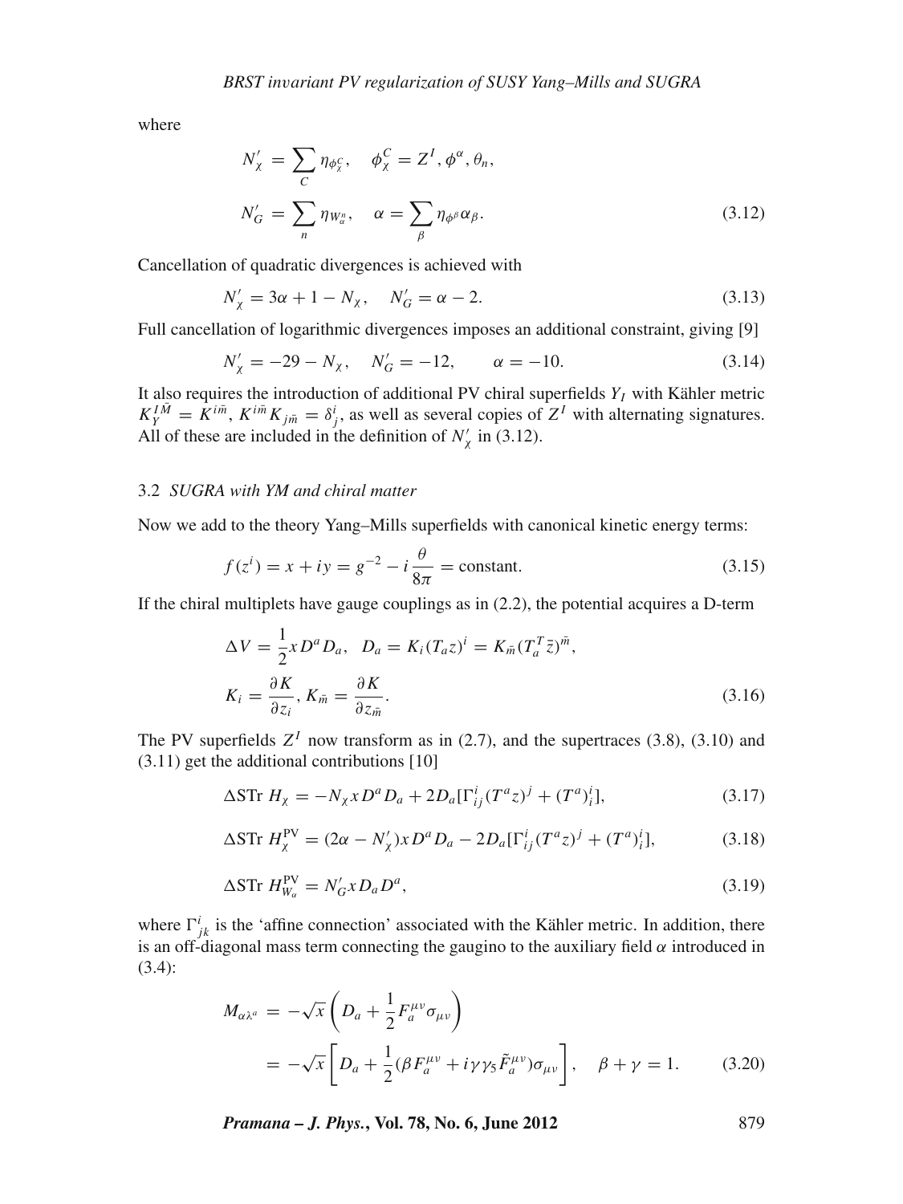where

$$
N'_\chi = \sum_C \eta_{\phi^C_\chi}, \quad \phi^C_\chi = Z^I, \phi^\alpha, \theta_n,
$$

$$
N'_G = \sum_n \eta_{W^n_\alpha}, \quad \alpha = \sum_\beta \eta_{\phi^\beta} \alpha_\beta. \tag{3.12}
$$

Cancellation of quadratic divergences is achieved with

$$
N'_\chi = 3\alpha + 1 - N_\chi, \quad N'_G = \alpha - 2. \tag{3.13}
$$

Full cancellation of logarithmic divergences imposes an additional constraint, giving [9]

$$
N'_\chi = -29 - N_\chi, \quad N'_G = -12, \qquad \alpha = -10. \tag{3.14}
$$

It also requires the introduction of additional PV chiral superfields $Y_I$ with Kähler metric $K_Y^{I\bar{M}} = K^{i\bar{m}}$, $K^{i\bar{m}} K_{j\bar{m}} = \delta^i_j$, as well as several copies of $Z^I$ with alternating signatures. All of these are included in the definition of $N'_\chi$ in (3.12).

### 3.2 *SUGRA with YM and chiral matter*

Now we add to the theory Yang–Mills superfields with canonical kinetic energy terms:

$$
f(z^i) = x + iy = g^{-2} - i\frac{\theta}{8\pi} = \text{constant}. \tag{3.15}
$$

If the chiral multiplets have gauge couplings as in (2.2), the potential acquires a D-term

$$
\Delta V = \frac{1}{2} x D^a D_a, \quad D_a = K_i (T_a z)^i = K_{\bar{m}} (T^T_a \bar{z})^{\bar{m}},
$$

$$
K_i = \frac{\partial K}{\partial z_i}, K_{\bar{m}} = \frac{\partial K}{\partial z_{\bar{m}}}. \tag{3.16}
$$

The PV superfields $Z^I$ now transform as in (2.7), and the supertraces (3.8), (3.10) and (3.11) get the additional contributions [10]

$$
\Delta \text{STr } H_\chi = -N_\chi x D^a D_a + 2D_a [\Gamma^i_{ij} (T^a z)^j + (T^a)^i_i], \tag{3.17}
$$

$$
\Delta \text{STr } H^{\text{PV}}_\chi = (2\alpha - N'_\chi) x D^a D_a - 2D_a [\Gamma^i_{ij} (T^a z)^j + (T^a)^i_i], \tag{3.18}
$$

$$
\Delta \text{STr } H^{\text{PV}}_{W_\alpha} = N'_G x D_a D^a, \tag{3.19}
$$

where $\Gamma^i_{jk}$ is the 'affine connection' associated with the Kähler metric. In addition, there is an off-diagonal mass term connecting the gaugino to the auxiliary field $\alpha$ introduced in (3.4):

$$
M_{\alpha\lambda^a} = -\sqrt{x} \left( D_a + \frac{1}{2} F^{\mu\nu}_a \sigma_{\mu\nu} \right)
$$

$$
= -\sqrt{x} \left[ D_a + \frac{1}{2} (\beta F^{\mu\nu}_a + i\gamma\gamma_5 \tilde{F}^{\mu\nu}_a) \sigma_{\mu\nu} \right], \quad \beta + \gamma = 1. \tag{3.20}
$$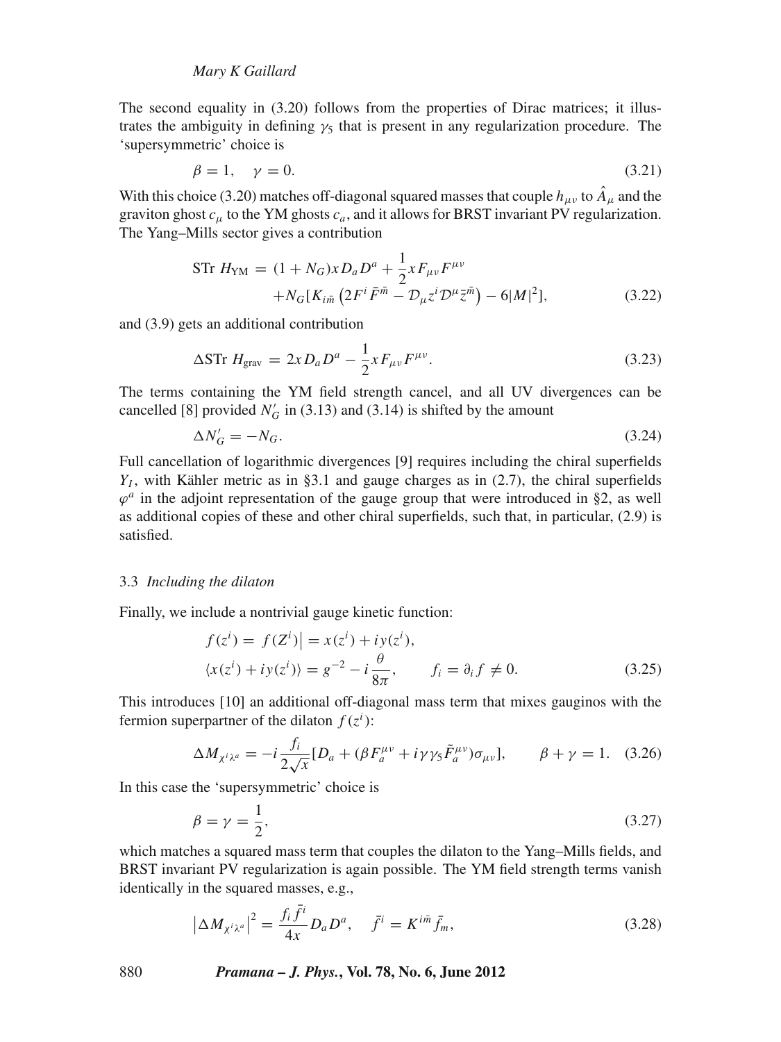The second equality in (3.20) follows from the properties of Dirac matrices; it illustrates the ambiguity in defining $\gamma_5$ that is present in any regularization procedure. The 'supersymmetric' choice is

$$\beta = 1, \quad \gamma = 0. \tag{3.21}$$

With this choice (3.20) matches off-diagonal squared masses that couple $h_{\mu\nu}$ to $\hat{A}_\mu$ and the graviton ghost $c_\mu$ to the YM ghosts $c_a$, and it allows for BRST invariant PV regularization. The Yang–Mills sector gives a contribution

$$\begin{aligned} \text{STr } H_{\text{YM}} =& (1 + N_G) x D_a D^a + \frac{1}{2} x F_{\mu\nu} F^{\mu\nu} \\ &+ N_G [K_{i\bar{m}} \left( 2F^i \bar{F}^{\bar{m}} - \mathcal{D}_\mu z^i \mathcal{D}^\mu \bar{z}^{\bar{m}} \right) - 6|M|^2], \end{aligned} \tag{3.22}$$

and (3.9) gets an additional contribution

$$\Delta \text{STr } H_{\text{grav}} = 2x D_a D^a - \frac{1}{2} x F_{\mu\nu} F^{\mu\nu}. \tag{3.23}$$

The terms containing the YM field strength cancel, and all UV divergences can be cancelled [8] provided $N'_G$ in (3.13) and (3.14) is shifted by the amount

$$\Delta N'_G = -N_G. \tag{3.24}$$

Full cancellation of logarithmic divergences [9] requires including the chiral superfields $Y_I$, with Kähler metric as in §3.1 and gauge charges as in (2.7), the chiral superfields $\varphi^a$ in the adjoint representation of the gauge group that were introduced in §2, as well as additional copies of these and other chiral superfields, such that, in particular, (2.9) is satisfied.

### 3.3 *Including the dilaton*

Finally, we include a nontrivial gauge kinetic function:

$$\begin{aligned} f(z^i) &= f(Z^i)\big| = x(z^i) + iy(z^i), \\ \langle x(z^i) + iy(z^i) \rangle &= g^{-2} - i\frac{\theta}{8\pi}, \qquad f_i = \partial_i f \neq 0. \end{aligned} \tag{3.25}$$

This introduces [10] an additional off-diagonal mass term that mixes gauginos with the fermion superpartner of the dilaton $f(z^i)$:

$$\Delta M_{\chi^i \lambda^a} = -i \frac{f_i}{2\sqrt{x}} [D_a + (\beta F_a^{\mu\nu} + i\gamma\gamma_5 \tilde{F}_a^{\mu\nu})\sigma_{\mu\nu}], \qquad \beta + \gamma = 1. \tag{3.26}$$

In this case the 'supersymmetric' choice is

$$\beta = \gamma = \frac{1}{2}, \tag{3.27}$$

which matches a squared mass term that couples the dilaton to the Yang–Mills fields, and BRST invariant PV regularization is again possible. The YM field strength terms vanish identically in the squared masses, e.g.,

$$\left| \Delta M_{\chi^i \lambda^a} \right|^2 = \frac{f_i \bar{f}^i}{4x} D_a D^a, \quad \bar{f}^i = K^{i\bar{m}} \bar{f}_m, \tag{3.28}$$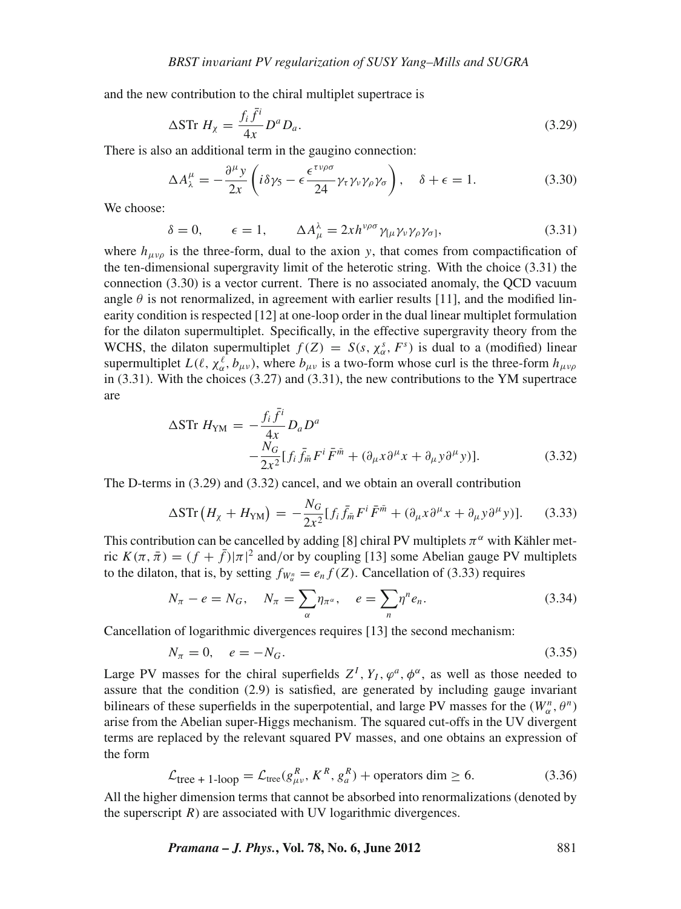and the new contribution to the chiral multiplet supertrace is

$$\Delta \mathrm{STr}\ H_\chi = \frac{f_i \bar{f}^i}{4x} D^a D_a. \tag{3.29}$$

There is also an additional term in the gaugino connection:

$$\Delta A^\mu_\lambda = -\frac{\partial^\mu y}{2x}\left(i\delta\gamma_5 - \epsilon\frac{\epsilon^{\tau\nu\rho\sigma}}{24}\gamma_\tau\gamma_\nu\gamma_\rho\gamma_\sigma\right), \quad \delta + \epsilon = 1. \tag{3.30}$$

We choose:

$$\delta = 0, \qquad \epsilon = 1, \qquad \Delta A^\lambda_\mu = 2x h^{\nu\rho\sigma}\gamma_{[\mu}\gamma_\nu\gamma_\rho\gamma_{\sigma]}, \tag{3.31}$$

where $h_{\mu\nu\rho}$ is the three-form, dual to the axion $y$, that comes from compactification of the ten-dimensional supergravity limit of the heterotic string. With the choice (3.31) the connection (3.30) is a vector current. There is no associated anomaly, the QCD vacuum angle $\theta$ is not renormalized, in agreement with earlier results [11], and the modified linearity condition is respected [12] at one-loop order in the dual linear multiplet formulation for the dilaton supermultiplet. Specifically, in the effective supergravity theory from the WCHS, the dilaton supermultiplet $f(Z) = S(s, \chi^s_\alpha, F^s)$ is dual to a (modified) linear supermultiplet $L(\ell, \chi^\ell_\alpha, b_{\mu\nu})$, where $b_{\mu\nu}$ is a two-form whose curl is the three-form $h_{\mu\nu\rho}$ in (3.31). With the choices (3.27) and (3.31), the new contributions to the YM supertrace are

$$\begin{aligned}\Delta \mathrm{STr}\ H_{\mathrm{YM}} = &-\frac{f_i \bar{f}^i}{4x} D_a D^a \\ &-\frac{N_G}{2x^2}[f_i \bar{f}_{\bar{m}} F^i \bar{F}^{\bar{m}} + (\partial_\mu x \partial^\mu x + \partial_\mu y \partial^\mu y)].\end{aligned} \tag{3.32}$$

The D-terms in (3.29) and (3.32) cancel, and we obtain an overall contribution

$$\Delta \mathrm{STr}\left(H_\chi + H_{\mathrm{YM}}\right) = -\frac{N_G}{2x^2}[f_i \bar{f}_{\bar{m}} F^i \bar{F}^{\bar{m}} + (\partial_\mu x \partial^\mu x + \partial_\mu y \partial^\mu y)]. \tag{3.33}$$

This contribution can be cancelled by adding [8] chiral PV multiplets $\pi^\alpha$ with Kähler metric $K(\pi, \bar{\pi}) = (f + \bar{f})|\pi|^2$ and/or by coupling [13] some Abelian gauge PV multiplets to the dilaton, that is, by setting $f_{W^n_\alpha} = e_n f(Z)$. Cancellation of (3.33) requires

$$N_\pi - e = N_G, \quad N_\pi = \sum_\alpha \eta_{\pi^\alpha}, \quad e = \sum_n \eta^n e_n. \tag{3.34}$$

Cancellation of logarithmic divergences requires [13] the second mechanism:

$$N_\pi = 0, \quad e = -N_G. \tag{3.35}$$

Large PV masses for the chiral superfields $Z^I, Y_I, \varphi^a, \phi^\alpha$, as well as those needed to assure that the condition (2.9) is satisfied, are generated by including gauge invariant bilinears of these superfields in the superpotential, and large PV masses for the $(W^n_\alpha, \theta^n)$ arise from the Abelian super-Higgs mechanism. The squared cut-offs in the UV divergent terms are replaced by the relevant squared PV masses, and one obtains an expression of the form

$$\mathcal{L}_{\text{tree + 1-loop}} = \mathcal{L}_{\text{tree}}(g^R_{\mu\nu}, K^R, g^R_a) + \text{operators dim} \geq 6. \tag{3.36}$$

All the higher dimension terms that cannot be absorbed into renormalizations (denoted by the superscript $R$) are associated with UV logarithmic divergences.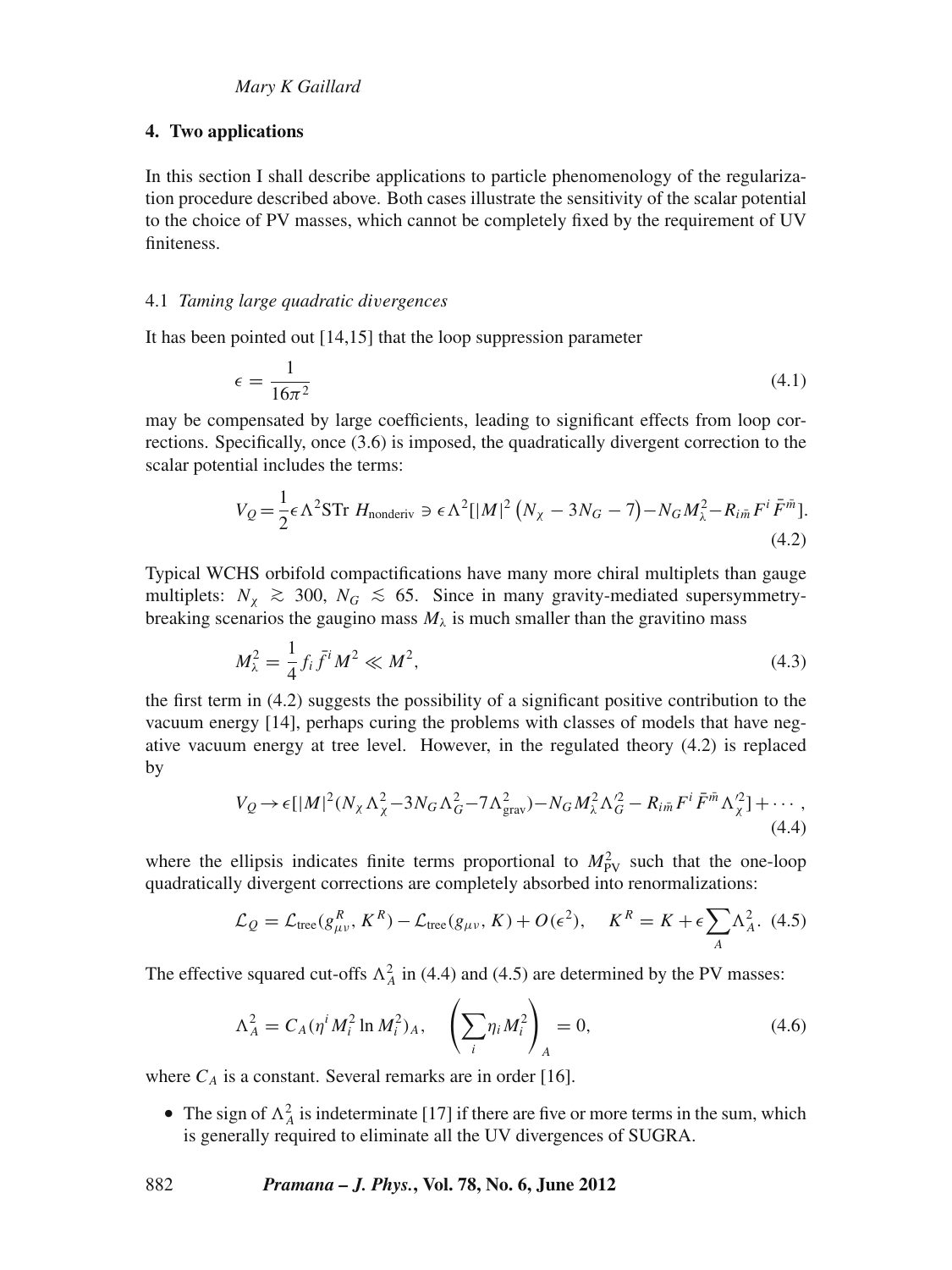## 4. Two applications

In this section I shall describe applications to particle phenomenology of the regularization procedure described above. Both cases illustrate the sensitivity of the scalar potential to the choice of PV masses, which cannot be completely fixed by the requirement of UV finiteness.

### 4.1 *Taming large quadratic divergences*

It has been pointed out [14,15] that the loop suppression parameter

$$\epsilon = \frac{1}{16\pi^2} \tag{4.1}$$

may be compensated by large coefficients, leading to significant effects from loop corrections. Specifically, once (3.6) is imposed, the quadratically divergent correction to the scalar potential includes the terms:

$$V_Q = \frac{1}{2}\epsilon\Lambda^2 \mathrm{STr}\, H_{\mathrm{nonderiv}} \ni \epsilon\Lambda^2[|M|^2\left(N_\chi - 3N_G - 7\right) - N_G M_\lambda^2 - R_{i\bar{m}} F^i \bar{F}^{\bar{m}}]. \tag{4.2}$$

Typical WCHS orbifold compactifications have many more chiral multiplets than gauge multiplets: $N_\chi \gtrsim 300$, $N_G \lesssim 65$. Since in many gravity-mediated supersymmetry-breaking scenarios the gaugino mass $M_\lambda$ is much smaller than the gravitino mass

$$M_\lambda^2 = \frac{1}{4} f_i \bar{f}^i M^2 \ll M^2, \tag{4.3}$$

the first term in (4.2) suggests the possibility of a significant positive contribution to the vacuum energy [14], perhaps curing the problems with classes of models that have negative vacuum energy at tree level. However, in the regulated theory (4.2) is replaced by

$$V_Q \to \epsilon[|M|^2(N_\chi\Lambda_\chi^2 - 3N_G\Lambda_G^2 - 7\Lambda_{\mathrm{grav}}^2) - N_G M_\lambda^2 \Lambda_G'^2 - R_{i\bar{m}} F^i \bar{F}^{\bar{m}} \Lambda_\chi'^2] + \cdots, \tag{4.4}$$

where the ellipsis indicates finite terms proportional to $M_{\mathrm{PV}}^2$ such that the one-loop quadratically divergent corrections are completely absorbed into renormalizations:

$$\mathcal{L}_Q = \mathcal{L}_{\mathrm{tree}}(g_{\mu\nu}^R, K^R) - \mathcal{L}_{\mathrm{tree}}(g_{\mu\nu}, K) + O(\epsilon^2), \quad K^R = K + \epsilon\sum_A \Lambda_A^2. \tag{4.5}$$

The effective squared cut-offs $\Lambda_A^2$ in (4.4) and (4.5) are determined by the PV masses:

$$\Lambda_A^2 = C_A(\eta^i M_i^2 \ln M_i^2)_A, \quad \left(\sum_i \eta_i M_i^2\right)_A = 0, \tag{4.6}$$

where $C_A$ is a constant. Several remarks are in order [16].

- The sign of $\Lambda_A^2$ is indeterminate [17] if there are five or more terms in the sum, which is generally required to eliminate all the UV divergences of SUGRA.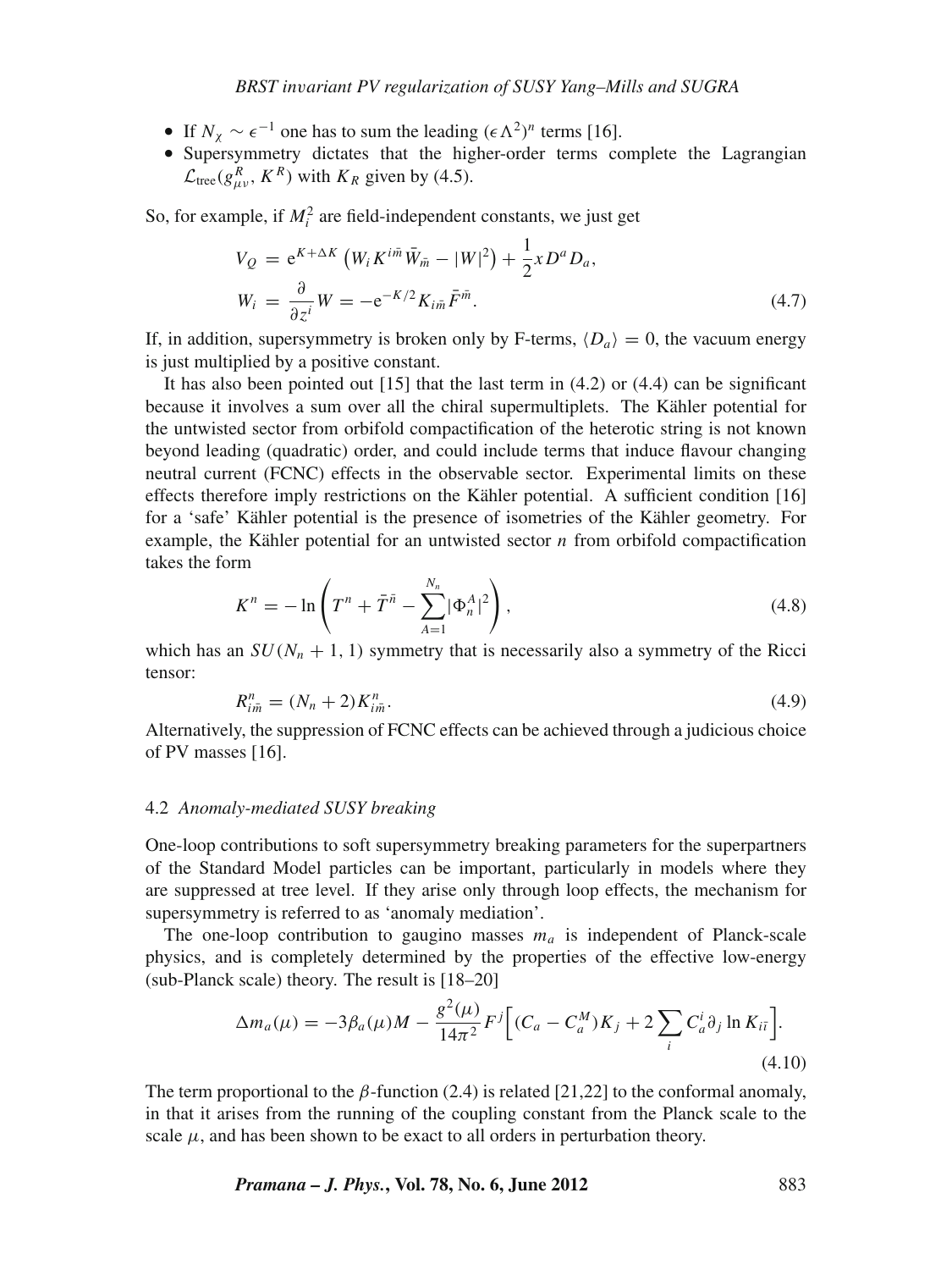- If $N_\chi \sim \epsilon^{-1}$ one has to sum the leading $(\epsilon\Lambda^2)^n$ terms [16].
- Supersymmetry dictates that the higher-order terms complete the Lagrangian $\mathcal{L}_{\rm tree}(g^R_{\mu\nu}, K^R)$ with $K_R$ given by (4.5).

So, for example, if $M_i^2$ are field-independent constants, we just get

$$
\begin{aligned}
V_Q &= \mathrm{e}^{K+\Delta K}\left(W_i K^{i\bar{m}}\bar{W}_{\bar{m}} - |W|^2\right) + \frac{1}{2}x D^a D_a,\\
W_i &= \frac{\partial}{\partial z^i}W = -\mathrm{e}^{-K/2}K_{i\bar{m}}\bar{F}^{\bar{m}}.
\end{aligned}
\tag{4.7}
$$

If, in addition, supersymmetry is broken only by F-terms, $\langle D_a\rangle = 0$, the vacuum energy is just multiplied by a positive constant.

It has also been pointed out [15] that the last term in (4.2) or (4.4) can be significant because it involves a sum over all the chiral supermultiplets. The Kähler potential for the untwisted sector from orbifold compactification of the heterotic string is not known beyond leading (quadratic) order, and could include terms that induce flavour changing neutral current (FCNC) effects in the observable sector. Experimental limits on these effects therefore imply restrictions on the Kähler potential. A sufficient condition [16] for a 'safe' Kähler potential is the presence of isometries of the Kähler geometry. For example, the Kähler potential for an untwisted sector $n$ from orbifold compactification takes the form

$$
K^n = -\ln\left(T^n + \bar{T}^{\bar{n}} - \sum_{A=1}^{N_n}|\Phi_n^A|^2\right),
\tag{4.8}
$$

which has an $SU(N_n+1,1)$ symmetry that is necessarily also a symmetry of the Ricci tensor:

$$
R^n_{i\bar{m}} = (N_n+2)K^n_{i\bar{m}}.
\tag{4.9}
$$

Alternatively, the suppression of FCNC effects can be achieved through a judicious choice of PV masses [16].

### 4.2 *Anomaly-mediated SUSY breaking*

One-loop contributions to soft supersymmetry breaking parameters for the superpartners of the Standard Model particles can be important, particularly in models where they are suppressed at tree level. If they arise only through loop effects, the mechanism for supersymmetry is referred to as 'anomaly mediation'.

The one-loop contribution to gaugino masses $m_a$ is independent of Planck-scale physics, and is completely determined by the properties of the effective low-energy (sub-Planck scale) theory. The result is [18–20]

$$
\Delta m_a(\mu) = -3\beta_a(\mu)M - \frac{g^2(\mu)}{14\pi^2}F^j\left[(C_a - C_a^M)K_j + 2\sum_i C_a^i\partial_j \ln K_{i\bar{i}}\right].
\tag{4.10}
$$

The term proportional to the $\beta$-function (2.4) is related [21,22] to the conformal anomaly, in that it arises from the running of the coupling constant from the Planck scale to the scale $\mu$, and has been shown to be exact to all orders in perturbation theory.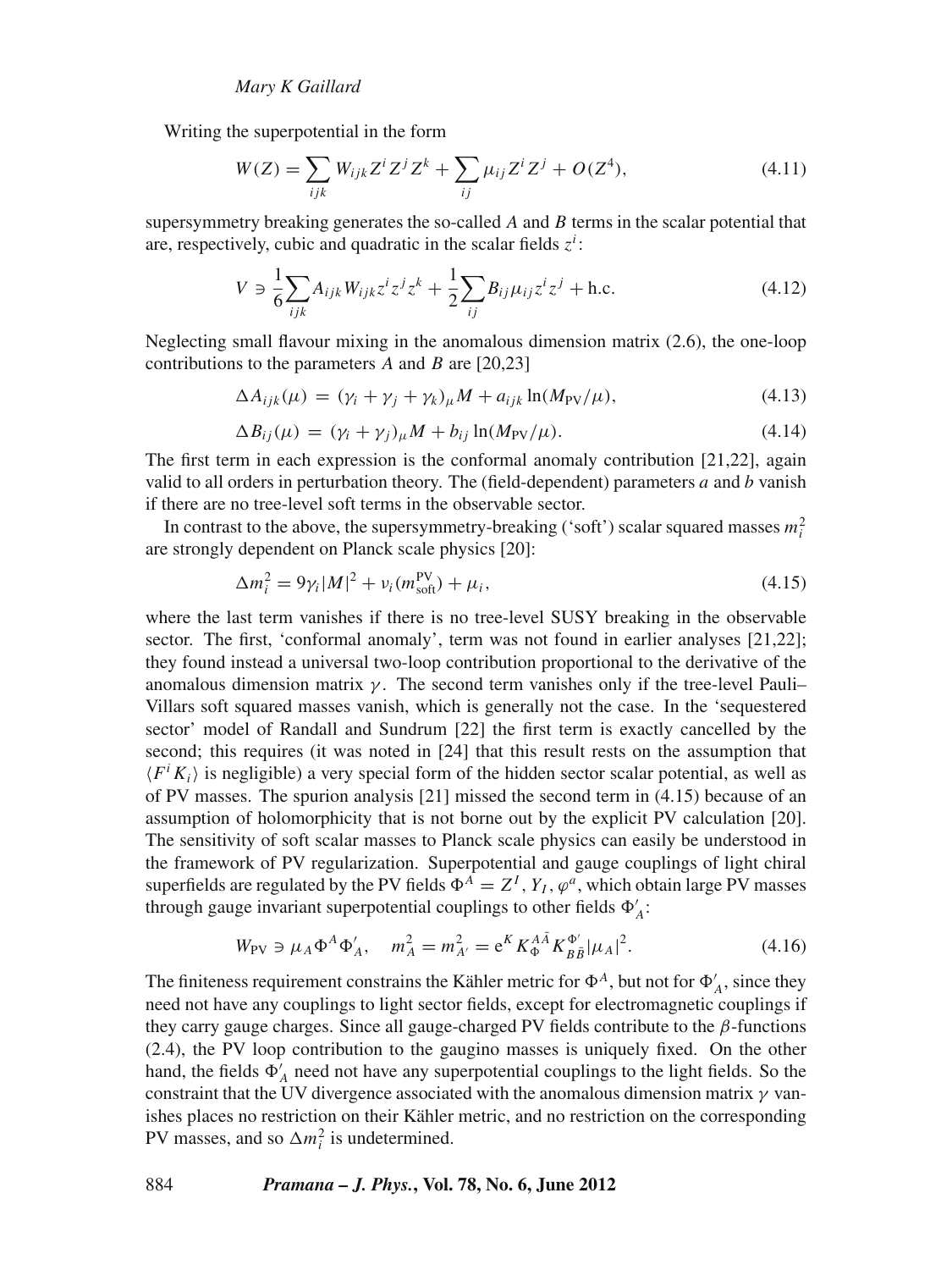Writing the superpotential in the form

$$W(Z) = \sum_{ijk} W_{ijk} Z^i Z^j Z^k + \sum_{ij} \mu_{ij} Z^i Z^j + O(Z^4), \tag{4.11}$$

supersymmetry breaking generates the so-called $A$ and $B$ terms in the scalar potential that are, respectively, cubic and quadratic in the scalar fields $z^i$:

$$V \ni \frac{1}{6}\sum_{ijk} A_{ijk} W_{ijk} z^i z^j z^k + \frac{1}{2}\sum_{ij} B_{ij} \mu_{ij} z^i z^j + \text{h.c.} \tag{4.12}$$

Neglecting small flavour mixing in the anomalous dimension matrix (2.6), the one-loop contributions to the parameters $A$ and $B$ are [20,23]

$$\Delta A_{ijk}(\mu) = (\gamma_i + \gamma_j + \gamma_k)_\mu M + a_{ijk} \ln(M_{\text{PV}}/\mu), \tag{4.13}$$

$$\Delta B_{ij}(\mu) = (\gamma_i + \gamma_j)_\mu M + b_{ij} \ln(M_{\text{PV}}/\mu). \tag{4.14}$$

The first term in each expression is the conformal anomaly contribution [21,22], again valid to all orders in perturbation theory. The (field-dependent) parameters $a$ and $b$ vanish if there are no tree-level soft terms in the observable sector.

In contrast to the above, the supersymmetry-breaking ('soft') scalar squared masses $m_i^2$ are strongly dependent on Planck scale physics [20]:

$$\Delta m_i^2 = 9\gamma_i |M|^2 + \nu_i(m_{\text{soft}}^{\text{PV}}) + \mu_i, \tag{4.15}$$

where the last term vanishes if there is no tree-level SUSY breaking in the observable sector. The first, 'conformal anomaly', term was not found in earlier analyses [21,22]; they found instead a universal two-loop contribution proportional to the derivative of the anomalous dimension matrix $\gamma$. The second term vanishes only if the tree-level Pauli–Villars soft squared masses vanish, which is generally not the case. In the 'sequestered sector' model of Randall and Sundrum [22] the first term is exactly cancelled by the second; this requires (it was noted in [24] that this result rests on the assumption that $\langle F^i K_i \rangle$ is negligible) a very special form of the hidden sector scalar potential, as well as of PV masses. The spurion analysis [21] missed the second term in (4.15) because of an assumption of holomorphicity that is not borne out by the explicit PV calculation [20]. The sensitivity of soft scalar masses to Planck scale physics can easily be understood in the framework of PV regularization. Superpotential and gauge couplings of light chiral superfields are regulated by the PV fields $\Phi^A = Z^I, Y_I, \varphi^a$, which obtain large PV masses through gauge invariant superpotential couplings to other fields $\Phi'_A$:

$$W_{\text{PV}} \ni \mu_A \Phi^A \Phi'_A, \quad m_A^2 = m_{A'}^2 = \mathrm{e}^K K_\Phi^{A\bar{A}} K_{B\bar{B}}^{\Phi'} |\mu_A|^2. \tag{4.16}$$

The finiteness requirement constrains the Kähler metric for $\Phi^A$, but not for $\Phi'_A$, since they need not have any couplings to light sector fields, except for electromagnetic couplings if they carry gauge charges. Since all gauge-charged PV fields contribute to the $\beta$-functions (2.4), the PV loop contribution to the gaugino masses is uniquely fixed. On the other hand, the fields $\Phi'_A$ need not have any superpotential couplings to the light fields. So the constraint that the UV divergence associated with the anomalous dimension matrix $\gamma$ vanishes places no restriction on their Kähler metric, and no restriction on the corresponding PV masses, and so $\Delta m_i^2$ is undetermined.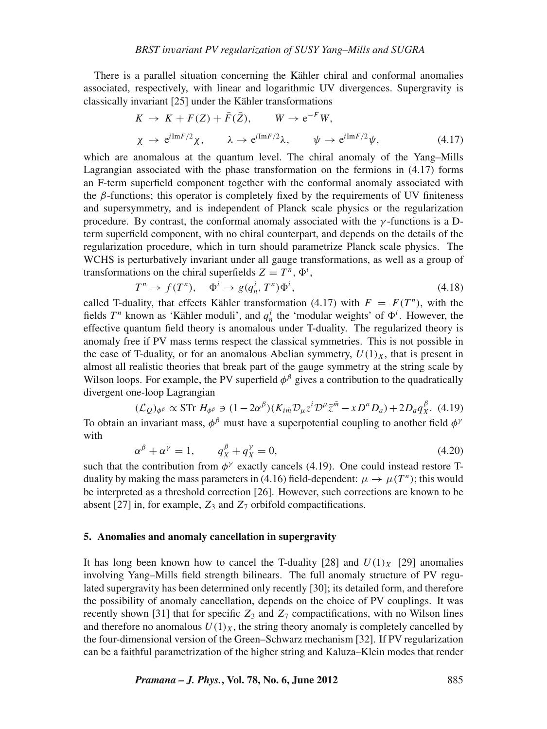There is a parallel situation concerning the Kähler chiral and conformal anomalies associated, respectively, with linear and logarithmic UV divergences. Supergravity is classically invariant [25] under the Kähler transformations

$$K \to K + F(Z) + \bar{F}(\bar{Z}), \qquad W \to \mathrm{e}^{-F} W,$$
$$\chi \to \mathrm{e}^{i\mathrm{Im}F/2}\chi, \qquad \lambda \to \mathrm{e}^{i\mathrm{Im}F/2}\lambda, \qquad \psi \to \mathrm{e}^{i\mathrm{Im}F/2}\psi, \tag{4.17}$$

which are anomalous at the quantum level. The chiral anomaly of the Yang–Mills Lagrangian associated with the phase transformation on the fermions in (4.17) forms an F-term superfield component together with the conformal anomaly associated with the $\beta$-functions; this operator is completely fixed by the requirements of UV finiteness and supersymmetry, and is independent of Planck scale physics or the regularization procedure. By contrast, the conformal anomaly associated with the $\gamma$-functions is a D-term superfield component, with no chiral counterpart, and depends on the details of the regularization procedure, which in turn should parametrize Planck scale physics. The WCHS is perturbatively invariant under all gauge transformations, as well as a group of transformations on the chiral superfields $Z = T^n, \Phi^i$,

$$T^n \to f(T^n), \quad \Phi^i \to g(q_n^i, T^n)\Phi^i, \tag{4.18}$$

called T-duality, that effects Kähler transformation (4.17) with $F = F(T^n)$, with the fields $T^n$ known as 'Kähler moduli', and $q_n^i$ the 'modular weights' of $\Phi^i$. However, the effective quantum field theory is anomalous under T-duality. The regularized theory is anomaly free if PV mass terms respect the classical symmetries. This is not possible in the case of T-duality, or for an anomalous Abelian symmetry, $U(1)_X$, that is present in almost all realistic theories that break part of the gauge symmetry at the string scale by Wilson loops. For example, the PV superfield $\phi^\beta$ gives a contribution to the quadratically divergent one-loop Lagrangian

$$(\mathcal{L}_Q)_{\phi^\beta} \propto \mathrm{STr}\, H_{\phi^\beta} \ni (1-2\alpha^\beta)(K_{i\bar{m}}\mathcal{D}_\mu z^i \mathcal{D}^\mu \bar{z}^{\bar{m}} - xD^a D_a) + 2D_a q_X^\beta. \tag{4.19}$$

To obtain an invariant mass, $\phi^\beta$ must have a superpotential coupling to another field $\phi^\gamma$ with

$$\alpha^\beta + \alpha^\gamma = 1, \qquad q_X^\beta + q_X^\gamma = 0, \tag{4.20}$$

such that the contribution from $\phi^\gamma$ exactly cancels (4.19). One could instead restore T-duality by making the mass parameters in (4.16) field-dependent: $\mu \to \mu(T^n)$; this would be interpreted as a threshold correction [26]. However, such corrections are known to be absent [27] in, for example, $Z_3$ and $Z_7$ orbifold compactifications.

## 5. Anomalies and anomaly cancellation in supergravity

It has long been known how to cancel the T-duality [28] and $U(1)_X$ [29] anomalies involving Yang–Mills field strength bilinears. The full anomaly structure of PV regulated supergravity has been determined only recently [30]; its detailed form, and therefore the possibility of anomaly cancellation, depends on the choice of PV couplings. It was recently shown [31] that for specific $Z_3$ and $Z_7$ compactifications, with no Wilson lines and therefore no anomalous $U(1)_X$, the string theory anomaly is completely cancelled by the four-dimensional version of the Green–Schwarz mechanism [32]. If PV regularization can be a faithful parametrization of the higher string and Kaluza–Klein modes that render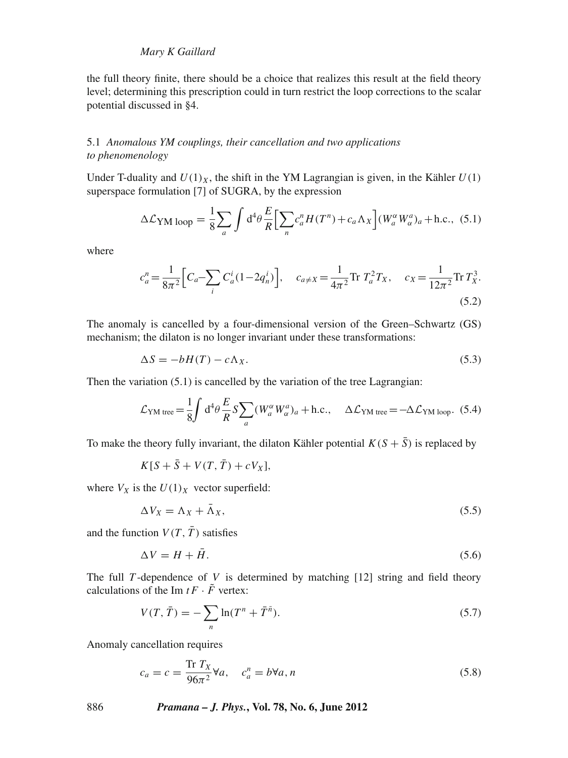the full theory finite, there should be a choice that realizes this result at the field theory level; determining this prescription could in turn restrict the loop corrections to the scalar potential discussed in §4.

### 5.1 *Anomalous YM couplings, their cancellation and two applications to phenomenology*

Under T-duality and $U(1)_X$, the shift in the YM Lagrangian is given, in the Kähler $U(1)$ superspace formulation [7] of SUGRA, by the expression

$$\Delta\mathcal{L}_{\text{YM loop}} = \frac{1}{8}\sum_a \int \mathrm{d}^4\theta \frac{E}{R}\Big[\sum_n c_a^n H(T^n) + c_a \Lambda_X\Big](W_a^\alpha W_\alpha^a)_a + \text{h.c.}, \quad (5.1)$$

where

$$c_a^n = \frac{1}{8\pi^2}\Big[C_a - \sum_i C_a^i(1-2q_n^i)\Big], \quad c_{a\neq X} = \frac{1}{4\pi^2}\text{Tr}\, T_a^2 T_X, \quad c_X = \frac{1}{12\pi^2}\text{Tr}\, T_X^3. \quad (5.2)$$

The anomaly is cancelled by a four-dimensional version of the Green–Schwartz (GS) mechanism; the dilaton is no longer invariant under these transformations:

$$\Delta S = -bH(T) - c\Lambda_X. \quad (5.3)$$

Then the variation (5.1) is cancelled by the variation of the tree Lagrangian:

$$\mathcal{L}_{\text{YM tree}} = \frac{1}{8}\int \mathrm{d}^4\theta \frac{E}{R} S \sum_a (W_a^\alpha W_\alpha^a)_a + \text{h.c.}, \quad \Delta\mathcal{L}_{\text{YM tree}} = -\Delta\mathcal{L}_{\text{YM loop}}. \quad (5.4)$$

To make the theory fully invariant, the dilaton Kähler potential $K(S+\bar{S})$ is replaced by

$$K[S+\bar{S}+V(T,\bar{T})+cV_X],$$

where $V_X$ is the $U(1)_X$ vector superfield:

$$\Delta V_X = \Lambda_X + \bar{\Lambda}_X, \quad (5.5)$$

and the function $V(T,\bar{T})$ satisfies

$$\Delta V = H + \bar{H}. \quad (5.6)$$

The full $T$-dependence of $V$ is determined by matching [12] string and field theory calculations of the Im $tF\cdot\tilde{F}$ vertex:

$$V(T,\bar{T}) = -\sum_n \ln(T^n + \bar{T}^{\bar{n}}). \quad (5.7)$$

Anomaly cancellation requires

$$c_a = c = \frac{\text{Tr}\, T_X}{96\pi^2}\forall a, \quad c_a^n = b\forall a, n \quad (5.8)$$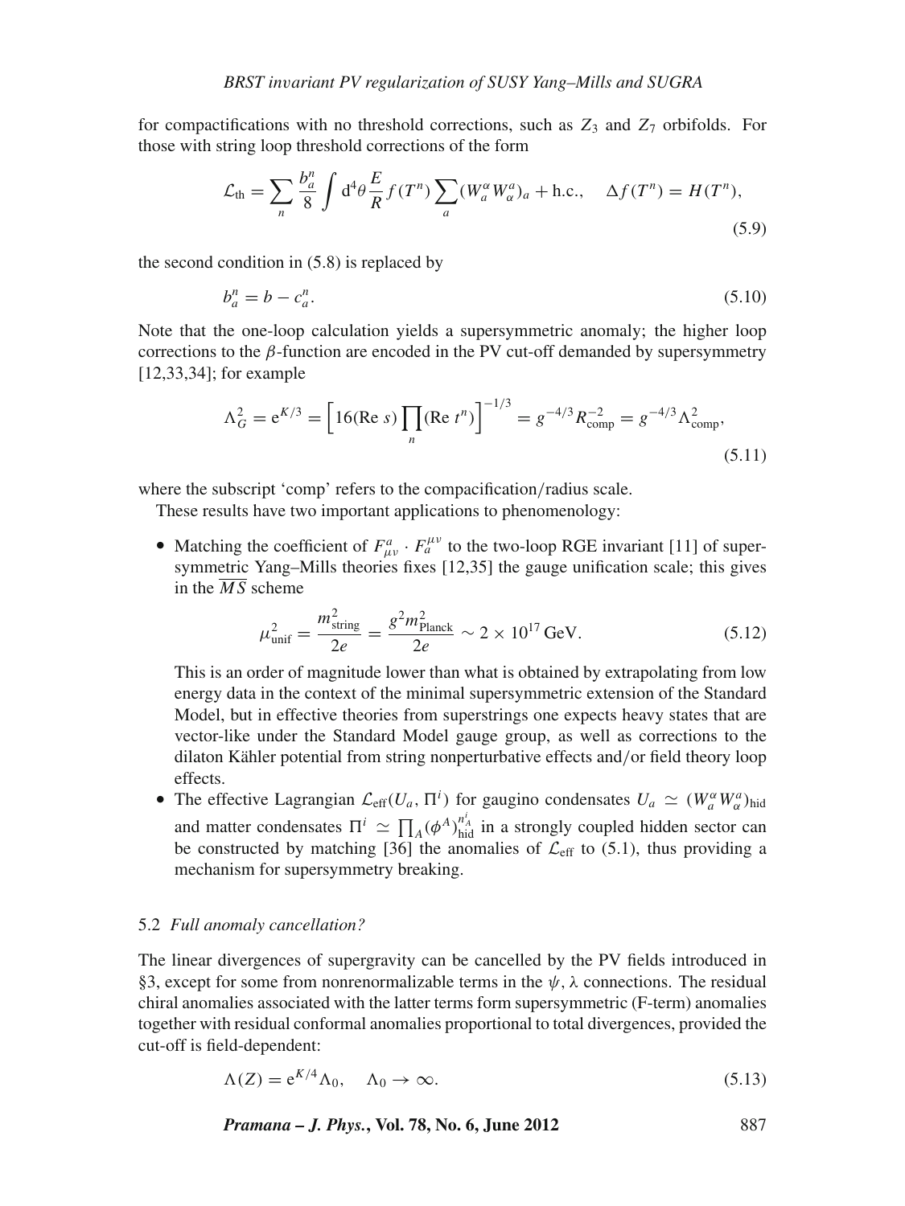for compactifications with no threshold corrections, such as $Z_3$ and $Z_7$ orbifolds. For those with string loop threshold corrections of the form

$$\mathcal{L}_{\rm th} = \sum_n \frac{b_a^n}{8} \int {\rm d}^4\theta \frac{E}{R} f(T^n) \sum_a (W_a^\alpha W_\alpha^a)_a + {\rm h.c.}, \quad \Delta f(T^n) = H(T^n), \tag{5.9}$$

the second condition in (5.8) is replaced by

$$b_a^n = b - c_a^n. \tag{5.10}$$

Note that the one-loop calculation yields a supersymmetric anomaly; the higher loop corrections to the $\beta$-function are encoded in the PV cut-off demanded by supersymmetry [12,33,34]; for example

$$\Lambda_G^2 = {\rm e}^{K/3} = \Big[16({\rm Re}\ s)\prod_n ({\rm Re}\ t^n)\Big]^{-1/3} = g^{-4/3} R_{\rm comp}^{-2} = g^{-4/3}\Lambda_{\rm comp}^2, \tag{5.11}$$

where the subscript 'comp' refers to the compacification/radius scale.

These results have two important applications to phenomenology:

- Matching the coefficient of $F_{\mu\nu}^a \cdot F_a^{\mu\nu}$ to the two-loop RGE invariant [11] of supersymmetric Yang–Mills theories fixes [12,35] the gauge unification scale; this gives in the $\overline{MS}$ scheme

$$\mu_{\rm unif}^2 = \frac{m_{\rm string}^2}{2e} = \frac{g^2 m_{\rm Planck}^2}{2e} \sim 2 \times 10^{17}\,{\rm GeV}. \tag{5.12}$$

  This is an order of magnitude lower than what is obtained by extrapolating from low energy data in the context of the minimal supersymmetric extension of the Standard Model, but in effective theories from superstrings one expects heavy states that are vector-like under the Standard Model gauge group, as well as corrections to the dilaton Kähler potential from string nonperturbative effects and/or field theory loop effects.

- The effective Lagrangian $\mathcal{L}_{\rm eff}(U_a, \Pi^i)$ for gaugino condensates $U_a \simeq (W_a^\alpha W_\alpha^a)_{\rm hid}$ and matter condensates $\Pi^i \simeq \prod_A (\phi^A)_{\rm hid}^{n_A^i}$ in a strongly coupled hidden sector can be constructed by matching [36] the anomalies of $\mathcal{L}_{\rm eff}$ to (5.1), thus providing a mechanism for supersymmetry breaking.

### 5.2 *Full anomaly cancellation?*

The linear divergences of supergravity can be cancelled by the PV fields introduced in §3, except for some from nonrenormalizable terms in the $\psi, \lambda$ connections. The residual chiral anomalies associated with the latter terms form supersymmetric (F-term) anomalies together with residual conformal anomalies proportional to total divergences, provided the cut-off is field-dependent:

$$\Lambda(Z) = {\rm e}^{K/4}\Lambda_0, \quad \Lambda_0 \to \infty. \tag{5.13}$$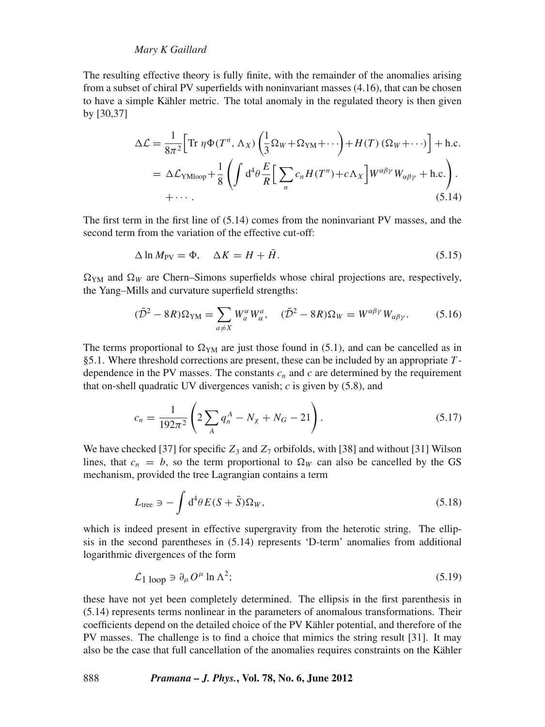The resulting effective theory is fully finite, with the remainder of the anomalies arising from a subset of chiral PV superfields with noninvariant masses (4.16), that can be chosen to have a simple Kähler metric. The total anomaly in the regulated theory is then given by [30,37]

$$
\begin{aligned}
\Delta\mathcal{L} &= \frac{1}{8\pi^2}\Big[\mathrm{Tr}\ \eta\Phi(T^n,\Lambda_X)\left(\frac{1}{3}\Omega_W+\Omega_{\mathrm{YM}}+\cdots\right)+H(T)\left(\Omega_W+\cdots\right)\Big]+\mathrm{h.c.}\\
&= \Delta\mathcal{L}_{\mathrm{YMloop}}+\frac{1}{8}\left(\int \mathrm{d}^4\theta\frac{E}{R}\Big[\sum_n c_n H(T^n)+c\Lambda_X\Big]W^{\alpha\beta\gamma}W_{\alpha\beta\gamma}+\mathrm{h.c.}\right).\\
&\quad +\cdots .
\end{aligned}
\tag{5.14}
$$

The first term in the first line of (5.14) comes from the noninvariant PV masses, and the second term from the variation of the effective cut-off:

$$
\Delta \ln M_{\mathrm{PV}} = \Phi, \quad \Delta K = H + \bar{H}. \tag{5.15}
$$

$\Omega_{\mathrm{YM}}$ and $\Omega_W$ are Chern–Simons superfields whose chiral projections are, respectively, the Yang–Mills and curvature superfield strengths:

$$
(\bar{\mathcal{D}}^2 - 8R)\Omega_{\mathrm{YM}} = \sum_{a\neq X} W_a^\alpha W_\alpha^a, \quad (\bar{\mathcal{D}}^2 - 8R)\Omega_W = W^{\alpha\beta\gamma}W_{\alpha\beta\gamma}. \tag{5.16}
$$

The terms proportional to $\Omega_{\mathrm{YM}}$ are just those found in (5.1), and can be cancelled as in §5.1. Where threshold corrections are present, these can be included by an appropriate $T$-dependence in the PV masses. The constants $c_n$ and $c$ are determined by the requirement that on-shell quadratic UV divergences vanish; $c$ is given by (5.8), and

$$
c_n = \frac{1}{192\pi^2}\left(2\sum_A q_n^A - N_\chi + N_G - 21\right). \tag{5.17}
$$

We have checked [37] for specific $Z_3$ and $Z_7$ orbifolds, with [38] and without [31] Wilson lines, that $c_n = b$, so the term proportional to $\Omega_W$ can also be cancelled by the GS mechanism, provided the tree Lagrangian contains a term

$$
L_{\mathrm{tree}} \ni -\int \mathrm{d}^4\theta E(S+\bar{S})\Omega_W, \tag{5.18}
$$

which is indeed present in effective supergravity from the heterotic string. The ellipsis in the second parentheses in (5.14) represents 'D-term' anomalies from additional logarithmic divergences of the form

$$
\mathcal{L}_{1\ \mathrm{loop}} \ni \partial_\mu O^\mu \ln\Lambda^2; \tag{5.19}
$$

these have not yet been completely determined. The ellipsis in the first parenthesis in (5.14) represents terms nonlinear in the parameters of anomalous transformations. Their coefficients depend on the detailed choice of the PV Kähler potential, and therefore of the PV masses. The challenge is to find a choice that mimics the string result [31]. It may also be the case that full cancellation of the anomalies requires constraints on the Kähler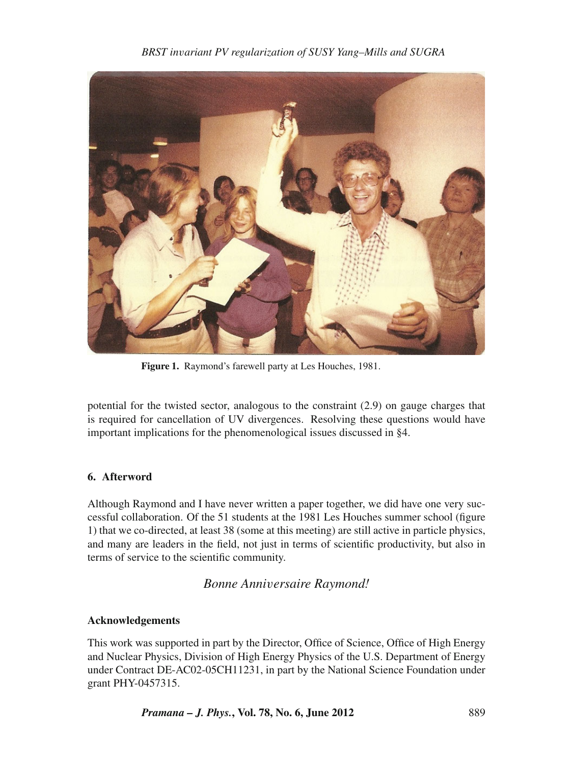Figure 1. Raymond's farewell party at Les Houches, 1981.

potential for the twisted sector, analogous to the constraint (2.9) on gauge charges that is required for cancellation of UV divergences. Resolving these questions would have important implications for the phenomenological issues discussed in §4.

## 6. Afterword

Although Raymond and I have never written a paper together, we did have one very successful collaboration. Of the 51 students at the 1981 Les Houches summer school (figure 1) that we co-directed, at least 38 (some at this meeting) are still active in particle physics, and many are leaders in the field, not just in terms of scientific productivity, but also in terms of service to the scientific community.

*Bonne Anniversaire Raymond!*

### Acknowledgements

This work was supported in part by the Director, Office of Science, Office of High Energy and Nuclear Physics, Division of High Energy Physics of the U.S. Department of Energy under Contract DE-AC02-05CH11231, in part by the National Science Foundation under grant PHY-0457315.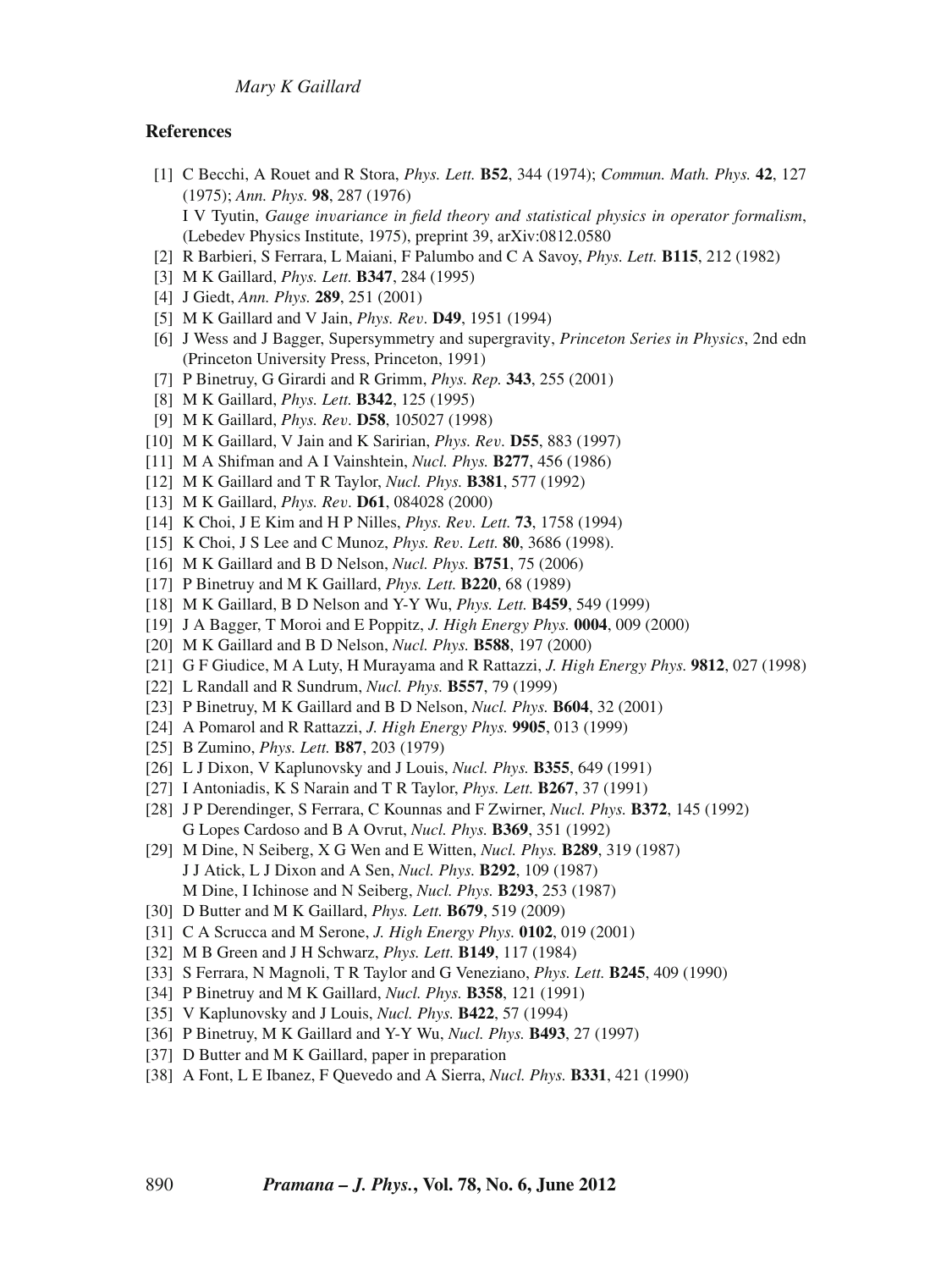## References

[1] C Becchi, A Rouet and R Stora, *Phys. Lett.* **B52**, 344 (1974); *Commun. Math. Phys.* **42**, 127 (1975); *Ann. Phys.* **98**, 287 (1976)
I V Tyutin, *Gauge invariance in field theory and statistical physics in operator formalism*, (Lebedev Physics Institute, 1975), preprint 39, arXiv:0812.0580

[2] R Barbieri, S Ferrara, L Maiani, F Palumbo and C A Savoy, *Phys. Lett.* **B115**, 212 (1982)

[3] M K Gaillard, *Phys. Lett.* **B347**, 284 (1995)

[4] J Giedt, *Ann. Phys.* **289**, 251 (2001)

[5] M K Gaillard and V Jain, *Phys. Rev.* **D49**, 1951 (1994)

[6] J Wess and J Bagger, Supersymmetry and supergravity, *Princeton Series in Physics*, 2nd edn (Princeton University Press, Princeton, 1991)

[7] P Binetruy, G Girardi and R Grimm, *Phys. Rep.* **343**, 255 (2001)

[8] M K Gaillard, *Phys. Lett.* **B342**, 125 (1995)

[9] M K Gaillard, *Phys. Rev.* **D58**, 105027 (1998)

[10] M K Gaillard, V Jain and K Saririan, *Phys. Rev.* **D55**, 883 (1997)

[11] M A Shifman and A I Vainshtein, *Nucl. Phys.* **B277**, 456 (1986)

[12] M K Gaillard and T R Taylor, *Nucl. Phys.* **B381**, 577 (1992)

[13] M K Gaillard, *Phys. Rev.* **D61**, 084028 (2000)

[14] K Choi, J E Kim and H P Nilles, *Phys. Rev. Lett.* **73**, 1758 (1994)

[15] K Choi, J S Lee and C Munoz, *Phys. Rev. Lett.* **80**, 3686 (1998).

[16] M K Gaillard and B D Nelson, *Nucl. Phys.* **B751**, 75 (2006)

[17] P Binetruy and M K Gaillard, *Phys. Lett.* **B220**, 68 (1989)

[18] M K Gaillard, B D Nelson and Y-Y Wu, *Phys. Lett.* **B459**, 549 (1999)

[19] J A Bagger, T Moroi and E Poppitz, *J. High Energy Phys.* **0004**, 009 (2000)

[20] M K Gaillard and B D Nelson, *Nucl. Phys.* **B588**, 197 (2000)

[21] G F Giudice, M A Luty, H Murayama and R Rattazzi, *J. High Energy Phys.* **9812**, 027 (1998)

[22] L Randall and R Sundrum, *Nucl. Phys.* **B557**, 79 (1999)

[23] P Binetruy, M K Gaillard and B D Nelson, *Nucl. Phys.* **B604**, 32 (2001)

[24] A Pomarol and R Rattazzi, *J. High Energy Phys.* **9905**, 013 (1999)

[25] B Zumino, *Phys. Lett.* **B87**, 203 (1979)

[26] L J Dixon, V Kaplunovsky and J Louis, *Nucl. Phys.* **B355**, 649 (1991)

[27] I Antoniadis, K S Narain and T R Taylor, *Phys. Lett.* **B267**, 37 (1991)

[28] J P Derendinger, S Ferrara, C Kounnas and F Zwirner, *Nucl. Phys.* **B372**, 145 (1992)
G Lopes Cardoso and B A Ovrut, *Nucl. Phys.* **B369**, 351 (1992)

[29] M Dine, N Seiberg, X G Wen and E Witten, *Nucl. Phys.* **B289**, 319 (1987)
J J Atick, L J Dixon and A Sen, *Nucl. Phys.* **B292**, 109 (1987)
M Dine, I Ichinose and N Seiberg, *Nucl. Phys.* **B293**, 253 (1987)

[30] D Butter and M K Gaillard, *Phys. Lett.* **B679**, 519 (2009)

[31] C A Scrucca and M Serone, *J. High Energy Phys.* **0102**, 019 (2001)

[32] M B Green and J H Schwarz, *Phys. Lett.* **B149**, 117 (1984)

[33] S Ferrara, N Magnoli, T R Taylor and G Veneziano, *Phys. Lett.* **B245**, 409 (1990)

[34] P Binetruy and M K Gaillard, *Nucl. Phys.* **B358**, 121 (1991)

[35] V Kaplunovsky and J Louis, *Nucl. Phys.* **B422**, 57 (1994)

[36] P Binetruy, M K Gaillard and Y-Y Wu, *Nucl. Phys.* **B493**, 27 (1997)

[37] D Butter and M K Gaillard, paper in preparation

[38] A Font, L E Ibanez, F Quevedo and A Sierra, *Nucl. Phys.* **B331**, 421 (1990)